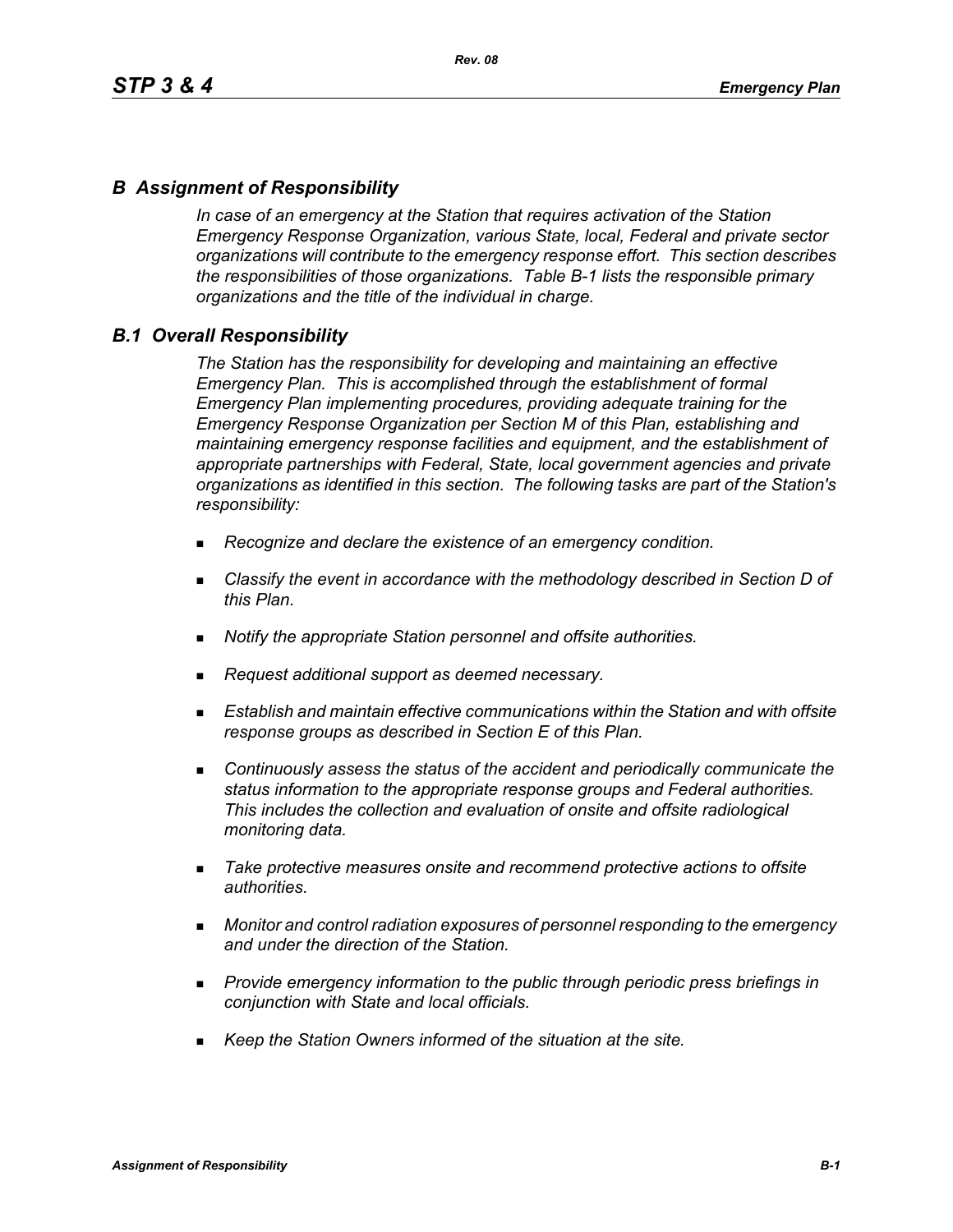# *B Assignment of Responsibility*

*In case of an emergency at the Station that requires activation of the Station Emergency Response Organization, various State, local, Federal and private sector organizations will contribute to the emergency response effort. This section describes the responsibilities of those organizations. Table B-1 lists the responsible primary organizations and the title of the individual in charge.*

## *B.1 Overall Responsibility*

*The Station has the responsibility for developing and maintaining an effective Emergency Plan. This is accomplished through the establishment of formal Emergency Plan implementing procedures, providing adequate training for the Emergency Response Organization per Section M of this Plan, establishing and maintaining emergency response facilities and equipment, and the establishment of appropriate partnerships with Federal, State, local government agencies and private organizations as identified in this section. The following tasks are part of the Station's responsibility:*

- *Recognize and declare the existence of an emergency condition.*
- *Classify the event in accordance with the methodology described in Section D of this Plan.*
- *Notify the appropriate Station personnel and offsite authorities.*
- *Request additional support as deemed necessary.*
- *Establish and maintain effective communications within the Station and with offsite response groups as described in Section E of this Plan.*
- *Continuously assess the status of the accident and periodically communicate the status information to the appropriate response groups and Federal authorities. This includes the collection and evaluation of onsite and offsite radiological monitoring data.*
- *Take protective measures onsite and recommend protective actions to offsite authorities.*
- *Monitor and control radiation exposures of personnel responding to the emergency and under the direction of the Station.*
- *Provide emergency information to the public through periodic press briefings in conjunction with State and local officials.*
- *Keep the Station Owners informed of the situation at the site.*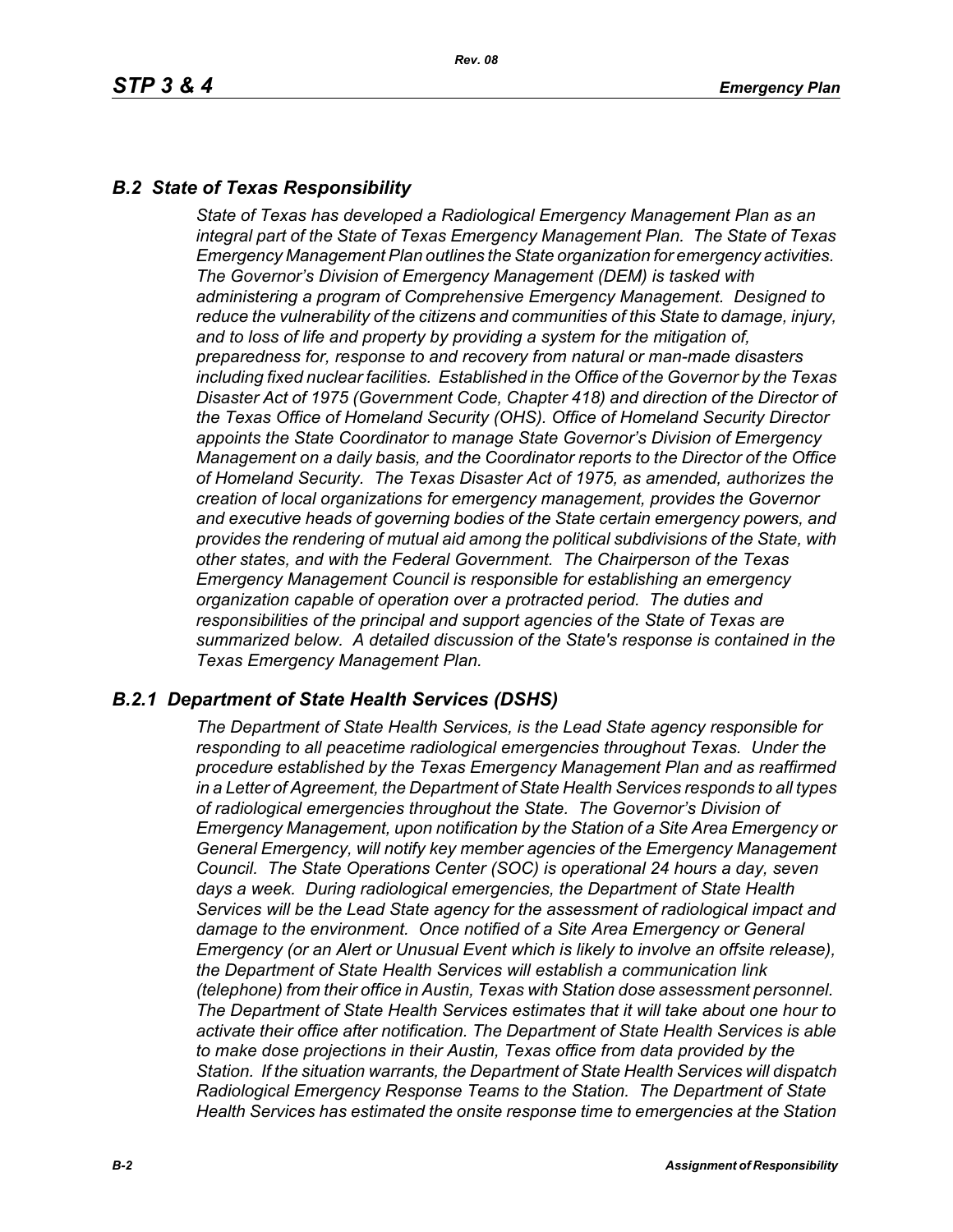## *B.2 State of Texas Responsibility*

*State of Texas has developed a Radiological Emergency Management Plan as an integral part of the State of Texas Emergency Management Plan. The State of Texas Emergency Management Plan outlines the State organization for emergency activities. The Governor's Division of Emergency Management (DEM) is tasked with administering a program of Comprehensive Emergency Management. Designed to reduce the vulnerability of the citizens and communities of this State to damage, injury, and to loss of life and property by providing a system for the mitigation of, preparedness for, response to and recovery from natural or man-made disasters including fixed nuclear facilities. Established in the Office of the Governor by the Texas Disaster Act of 1975 (Government Code, Chapter 418) and direction of the Director of the Texas Office of Homeland Security (OHS). Office of Homeland Security Director appoints the State Coordinator to manage State Governor's Division of Emergency Management on a daily basis, and the Coordinator reports to the Director of the Office of Homeland Security. The Texas Disaster Act of 1975, as amended, authorizes the creation of local organizations for emergency management, provides the Governor and executive heads of governing bodies of the State certain emergency powers, and provides the rendering of mutual aid among the political subdivisions of the State, with other states, and with the Federal Government. The Chairperson of the Texas Emergency Management Council is responsible for establishing an emergency organization capable of operation over a protracted period. The duties and responsibilities of the principal and support agencies of the State of Texas are summarized below. A detailed discussion of the State's response is contained in the Texas Emergency Management Plan.*

## *B.2.1 Department of State Health Services (DSHS)*

*The Department of State Health Services, is the Lead State agency responsible for responding to all peacetime radiological emergencies throughout Texas. Under the procedure established by the Texas Emergency Management Plan and as reaffirmed in a Letter of Agreement, the Department of State Health Services responds to all types of radiological emergencies throughout the State. The Governor's Division of Emergency Management, upon notification by the Station of a Site Area Emergency or General Emergency, will notify key member agencies of the Emergency Management Council. The State Operations Center (SOC) is operational 24 hours a day, seven days a week. During radiological emergencies, the Department of State Health Services will be the Lead State agency for the assessment of radiological impact and damage to the environment. Once notified of a Site Area Emergency or General Emergency (or an Alert or Unusual Event which is likely to involve an offsite release), the Department of State Health Services will establish a communication link (telephone) from their office in Austin, Texas with Station dose assessment personnel. The Department of State Health Services estimates that it will take about one hour to activate their office after notification. The Department of State Health Services is able to make dose projections in their Austin, Texas office from data provided by the Station. If the situation warrants, the Department of State Health Services will dispatch Radiological Emergency Response Teams to the Station. The Department of State Health Services has estimated the onsite response time to emergencies at the Station*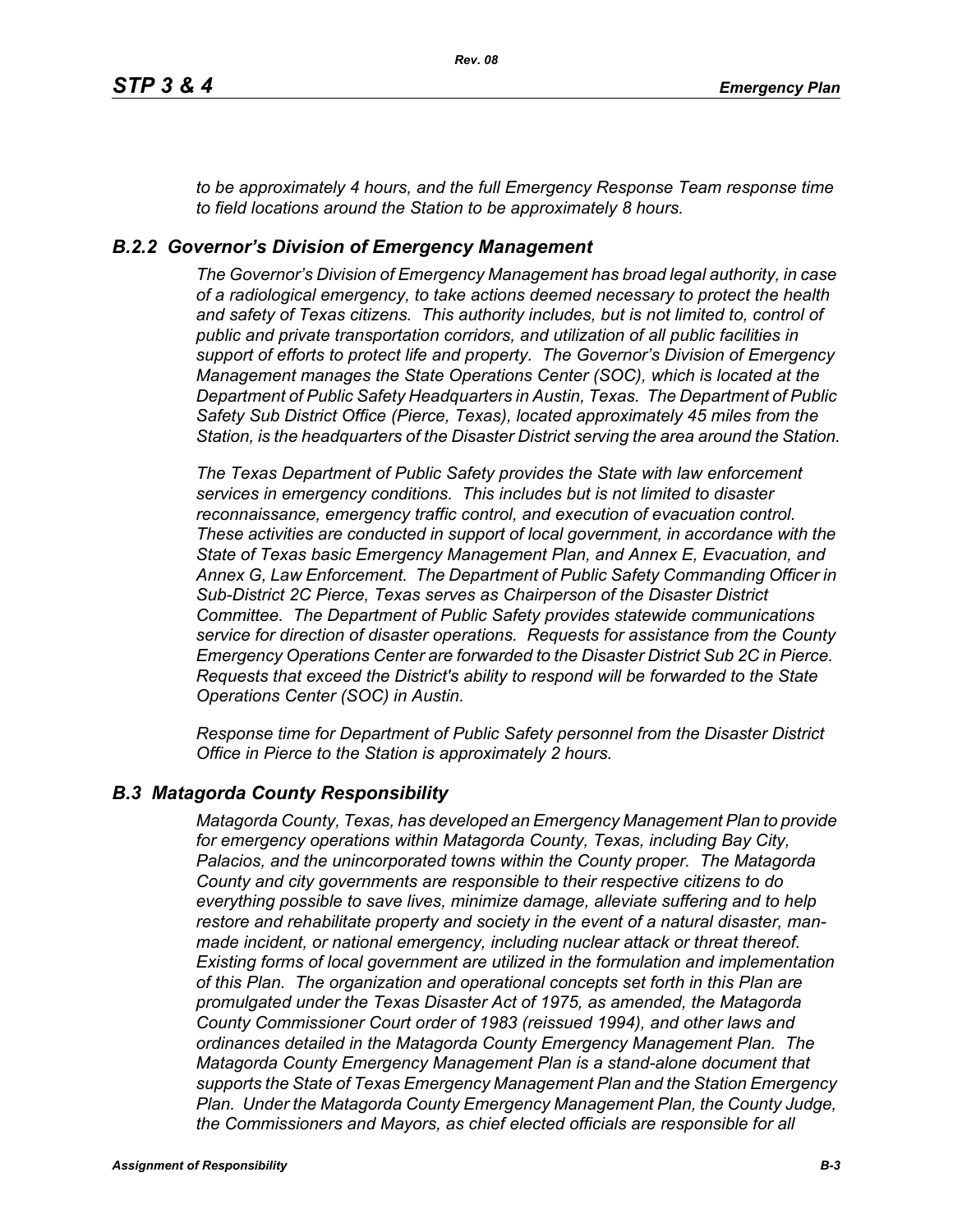*to be approximately 4 hours, and the full Emergency Response Team response time to field locations around the Station to be approximately 8 hours.*

### *B.2.2 Governor's Division of Emergency Management*

*The Governor's Division of Emergency Management has broad legal authority, in case of a radiological emergency, to take actions deemed necessary to protect the health and safety of Texas citizens. This authority includes, but is not limited to, control of public and private transportation corridors, and utilization of all public facilities in support of efforts to protect life and property. The Governor's Division of Emergency Management manages the State Operations Center (SOC), which is located at the Department of Public Safety Headquarters in Austin, Texas. The Department of Public Safety Sub District Office (Pierce, Texas), located approximately 45 miles from the Station, is the headquarters of the Disaster District serving the area around the Station.*

*The Texas Department of Public Safety provides the State with law enforcement services in emergency conditions. This includes but is not limited to disaster reconnaissance, emergency traffic control, and execution of evacuation control. These activities are conducted in support of local government, in accordance with the State of Texas basic Emergency Management Plan, and Annex E, Evacuation, and Annex G, Law Enforcement. The Department of Public Safety Commanding Officer in Sub-District 2C Pierce, Texas serves as Chairperson of the Disaster District Committee. The Department of Public Safety provides statewide communications service for direction of disaster operations. Requests for assistance from the County Emergency Operations Center are forwarded to the Disaster District Sub 2C in Pierce. Requests that exceed the District's ability to respond will be forwarded to the State Operations Center (SOC) in Austin.*

*Response time for Department of Public Safety personnel from the Disaster District Office in Pierce to the Station is approximately 2 hours.*

## *B.3 Matagorda County Responsibility*

*Matagorda County, Texas, has developed an Emergency Management Plan to provide for emergency operations within Matagorda County, Texas, including Bay City, Palacios, and the unincorporated towns within the County proper. The Matagorda County and city governments are responsible to their respective citizens to do everything possible to save lives, minimize damage, alleviate suffering and to help restore and rehabilitate property and society in the event of a natural disaster, man-made incident, or national emergency, including nuclear attack or threat thereof. Existing forms of local government are utilized in the formulation and implementation of this Plan. The organization and operational concepts set forth in this Plan are promulgated under the Texas Disaster Act of 1975, as amended, the Matagorda County Commissioner Court order of 1983 (reissued 1994), and other laws and ordinances detailed in the Matagorda County Emergency Management Plan. The Matagorda County Emergency Management Plan is a stand-alone document that supports the State of Texas Emergency Management Plan and the Station Emergency Plan. Under the Matagorda County Emergency Management Plan, the County Judge, the Commissioners and Mayors, as chief elected officials are responsible for all*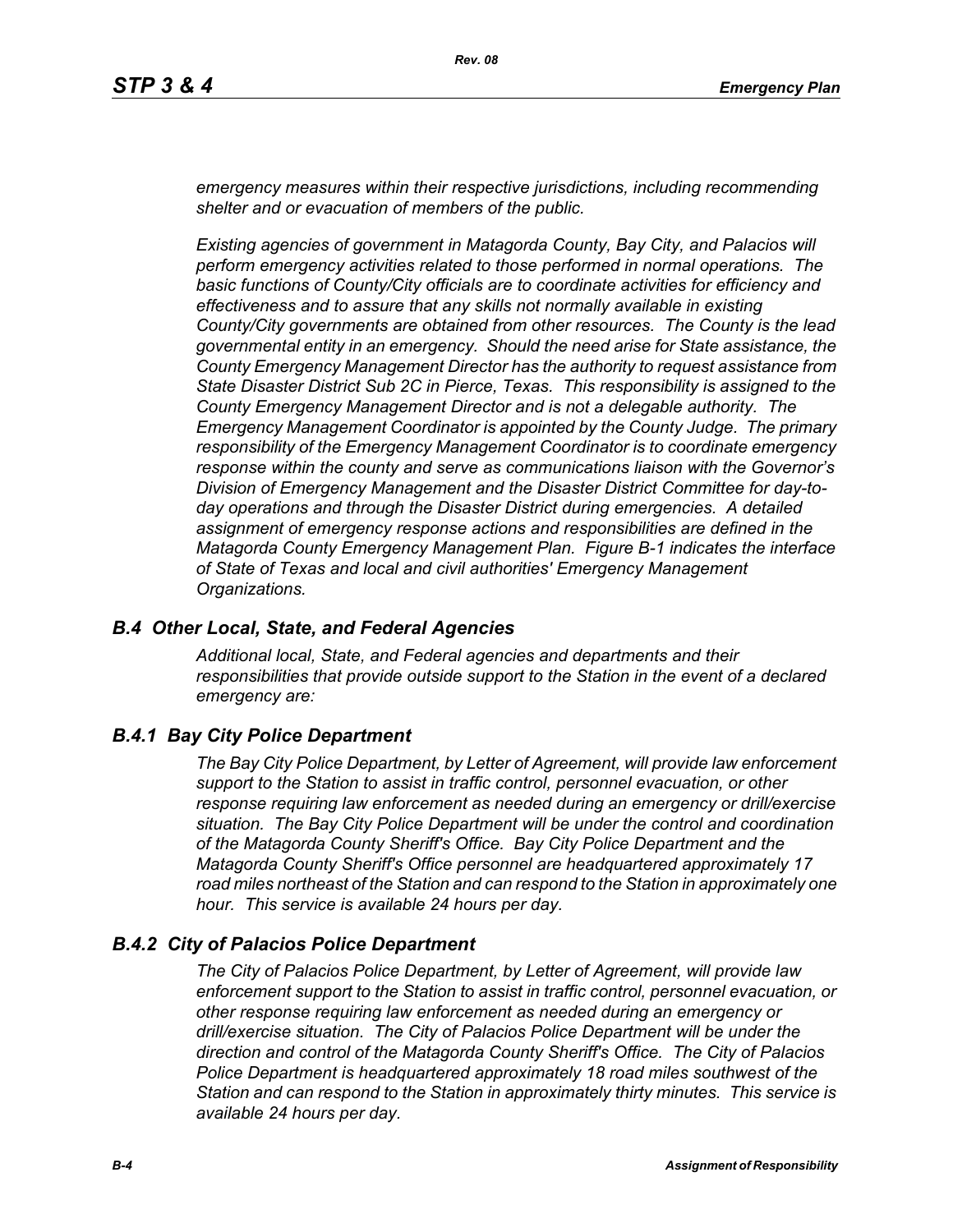*emergency measures within their respective jurisdictions, including recommending shelter and or evacuation of members of the public.*

*Existing agencies of government in Matagorda County, Bay City, and Palacios will perform emergency activities related to those performed in normal operations. The basic functions of County/City officials are to coordinate activities for efficiency and effectiveness and to assure that any skills not normally available in existing County/City governments are obtained from other resources. The County is the lead governmental entity in an emergency. Should the need arise for State assistance, the County Emergency Management Director has the authority to request assistance from State Disaster District Sub 2C in Pierce, Texas. This responsibility is assigned to the County Emergency Management Director and is not a delegable authority. The Emergency Management Coordinator is appointed by the County Judge. The primary responsibility of the Emergency Management Coordinator is to coordinate emergency response within the county and serve as communications liaison with the Governor's Division of Emergency Management and the Disaster District Committee for day-to-day operations and through the Disaster District during emergencies. A detailed assignment of emergency response actions and responsibilities are defined in the Matagorda County Emergency Management Plan. Figure B-1 indicates the interface of State of Texas and local and civil authorities' Emergency Management Organizations.*

## *B.4 Other Local, State, and Federal Agencies*

*Additional local, State, and Federal agencies and departments and their responsibilities that provide outside support to the Station in the event of a declared emergency are:*

### *B.4.1 Bay City Police Department*

*The Bay City Police Department, by Letter of Agreement, will provide law enforcement support to the Station to assist in traffic control, personnel evacuation, or other response requiring law enforcement as needed during an emergency or drill/exercise situation. The Bay City Police Department will be under the control and coordination of the Matagorda County Sheriff's Office. Bay City Police Department and the Matagorda County Sheriff's Office personnel are headquartered approximately 17 road miles northeast of the Station and can respond to the Station in approximately one hour. This service is available 24 hours per day.*

### *B.4.2 City of Palacios Police Department*

*The City of Palacios Police Department, by Letter of Agreement, will provide law enforcement support to the Station to assist in traffic control, personnel evacuation, or other response requiring law enforcement as needed during an emergency or drill/exercise situation. The City of Palacios Police Department will be under the direction and control of the Matagorda County Sheriff's Office. The City of Palacios Police Department is headquartered approximately 18 road miles southwest of the Station and can respond to the Station in approximately thirty minutes. This service is available 24 hours per day.*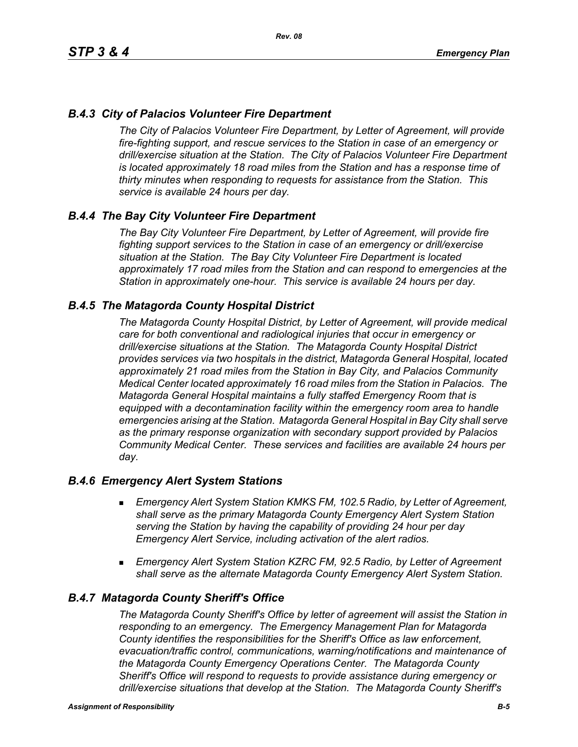### *B.4.3 City of Palacios Volunteer Fire Department*

*The City of Palacios Volunteer Fire Department, by Letter of Agreement, will provide fire-fighting support, and rescue services to the Station in case of an emergency or drill/exercise situation at the Station. The City of Palacios Volunteer Fire Department is located approximately 18 road miles from the Station and has a response time of thirty minutes when responding to requests for assistance from the Station. This service is available 24 hours per day.*

### *B.4.4 The Bay City Volunteer Fire Department*

*The Bay City Volunteer Fire Department, by Letter of Agreement, will provide fire fighting support services to the Station in case of an emergency or drill/exercise situation at the Station. The Bay City Volunteer Fire Department is located approximately 17 road miles from the Station and can respond to emergencies at the Station in approximately one-hour. This service is available 24 hours per day.*

### *B.4.5 The Matagorda County Hospital District*

*The Matagorda County Hospital District, by Letter of Agreement, will provide medical care for both conventional and radiological injuries that occur in emergency or drill/exercise situations at the Station. The Matagorda County Hospital District provides services via two hospitals in the district, Matagorda General Hospital, located approximately 21 road miles from the Station in Bay City, and Palacios Community Medical Center located approximately 16 road miles from the Station in Palacios. The Matagorda General Hospital maintains a fully staffed Emergency Room that is equipped with a decontamination facility within the emergency room area to handle emergencies arising at the Station. Matagorda General Hospital in Bay City shall serve as the primary response organization with secondary support provided by Palacios Community Medical Center. These services and facilities are available 24 hours per day.*

### *B.4.6 Emergency Alert System Stations*

- *Emergency Alert System Station KMKS FM, 102.5 Radio, by Letter of Agreement, shall serve as the primary Matagorda County Emergency Alert System Station serving the Station by having the capability of providing 24 hour per day Emergency Alert Service, including activation of the alert radios.*
- *Emergency Alert System Station KZRC FM, 92.5 Radio, by Letter of Agreement shall serve as the alternate Matagorda County Emergency Alert System Station.*

### *B.4.7 Matagorda County Sheriff's Office*

*The Matagorda County Sheriff's Office by letter of agreement will assist the Station in responding to an emergency. The Emergency Management Plan for Matagorda County identifies the responsibilities for the Sheriff's Office as law enforcement, evacuation/traffic control, communications, warning/notifications and maintenance of the Matagorda County Emergency Operations Center. The Matagorda County Sheriff's Office will respond to requests to provide assistance during emergency or drill/exercise situations that develop at the Station. The Matagorda County Sheriff's*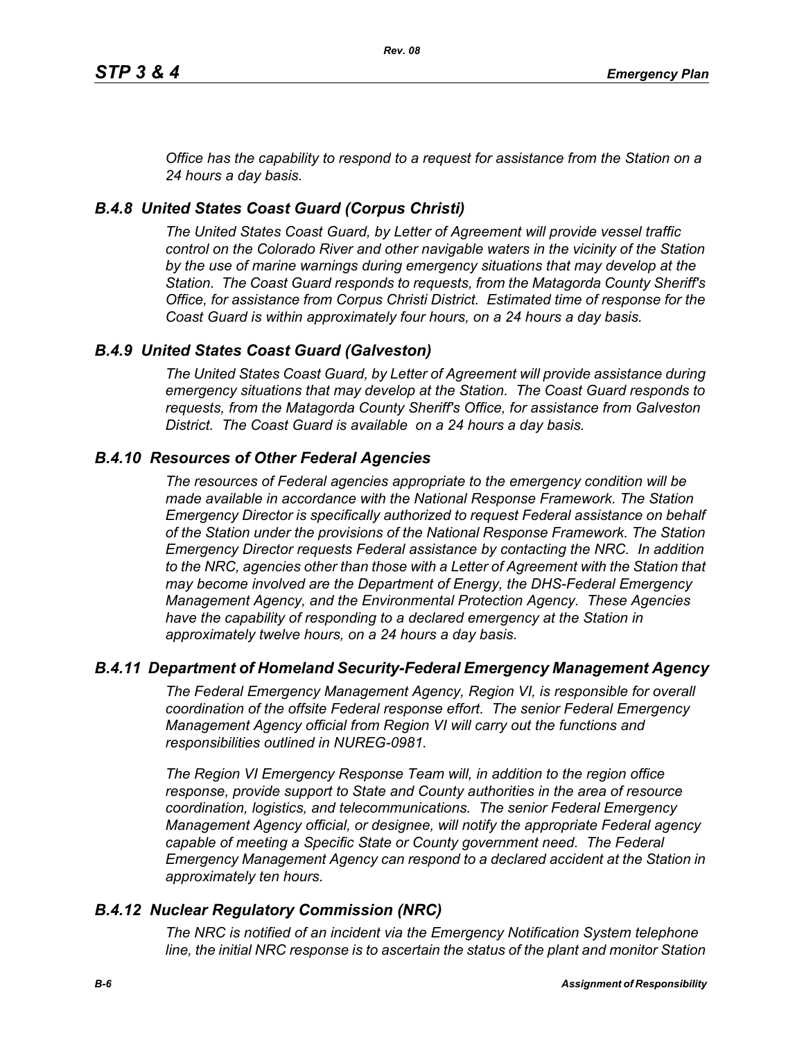*Office has the capability to respond to a request for assistance from the Station on a 24 hours a day basis.*

## *B.4.8 United States Coast Guard (Corpus Christi)*

*The United States Coast Guard, by Letter of Agreement will provide vessel traffic control on the Colorado River and other navigable waters in the vicinity of the Station by the use of marine warnings during emergency situations that may develop at the Station. The Coast Guard responds to requests, from the Matagorda County Sheriff's Office, for assistance from Corpus Christi District. Estimated time of response for the Coast Guard is within approximately four hours, on a 24 hours a day basis.*

## *B.4.9 United States Coast Guard (Galveston)*

*The United States Coast Guard, by Letter of Agreement will provide assistance during emergency situations that may develop at the Station. The Coast Guard responds to requests, from the Matagorda County Sheriff's Office, for assistance from Galveston District. The Coast Guard is available on a 24 hours a day basis.*

## *B.4.10 Resources of Other Federal Agencies*

*The resources of Federal agencies appropriate to the emergency condition will be made available in accordance with the National Response Framework. The Station Emergency Director is specifically authorized to request Federal assistance on behalf of the Station under the provisions of the National Response Framework. The Station Emergency Director requests Federal assistance by contacting the NRC. In addition to the NRC, agencies other than those with a Letter of Agreement with the Station that may become involved are the Department of Energy, the DHS-Federal Emergency Management Agency, and the Environmental Protection Agency. These Agencies have the capability of responding to a declared emergency at the Station in approximately twelve hours, on a 24 hours a day basis.*

## *B.4.11 Department of Homeland Security-Federal Emergency Management Agency*

*The Federal Emergency Management Agency, Region VI, is responsible for overall coordination of the offsite Federal response effort. The senior Federal Emergency Management Agency official from Region VI will carry out the functions and responsibilities outlined in NUREG-0981.*

*The Region VI Emergency Response Team will, in addition to the region office response, provide support to State and County authorities in the area of resource coordination, logistics, and telecommunications. The senior Federal Emergency Management Agency official, or designee, will notify the appropriate Federal agency capable of meeting a Specific State or County government need. The Federal Emergency Management Agency can respond to a declared accident at the Station in approximately ten hours.*

## *B.4.12 Nuclear Regulatory Commission (NRC)*

*The NRC is notified of an incident via the Emergency Notification System telephone line, the initial NRC response is to ascertain the status of the plant and monitor Station*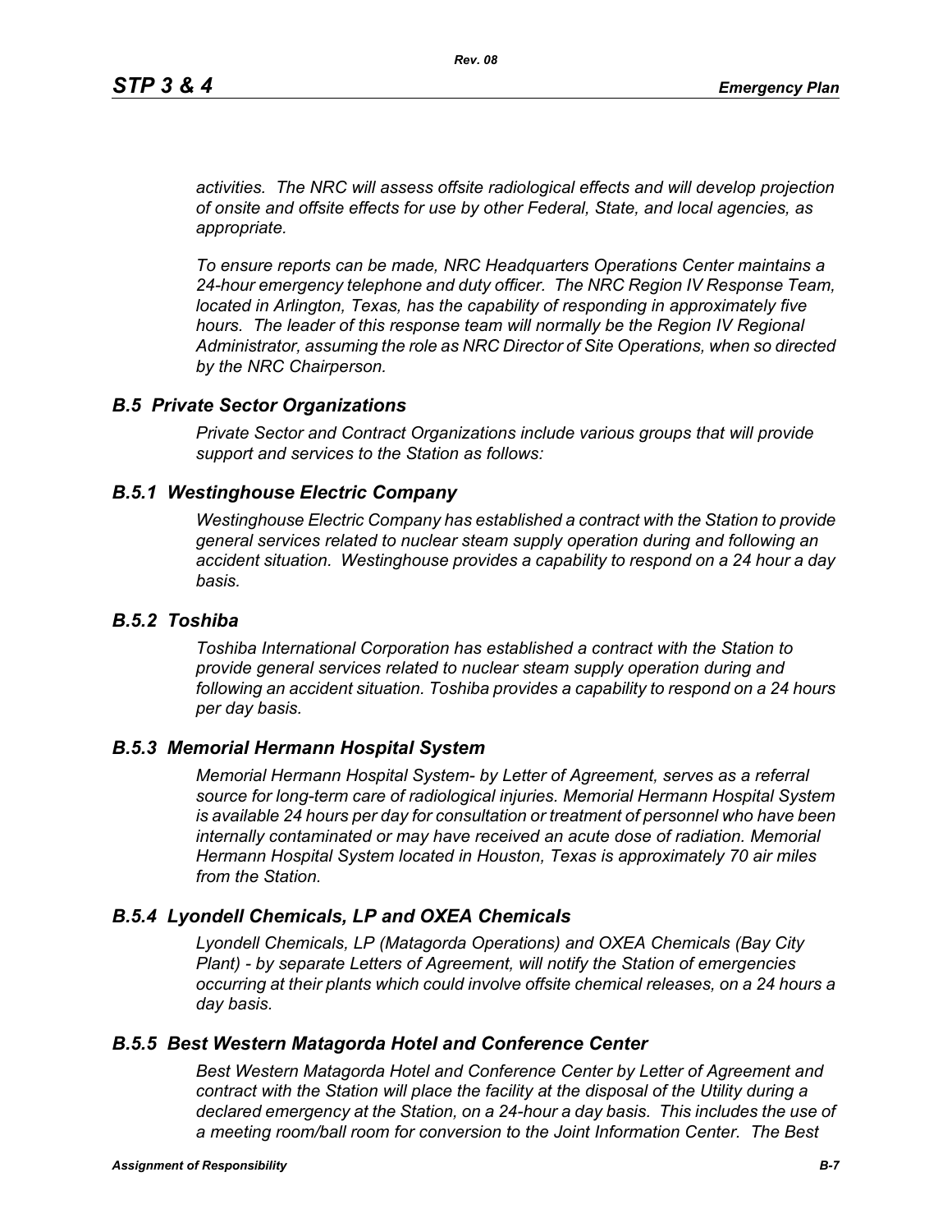*activities. The NRC will assess offsite radiological effects and will develop projection of onsite and offsite effects for use by other Federal, State, and local agencies, as appropriate.*

*To ensure reports can be made, NRC Headquarters Operations Center maintains a 24-hour emergency telephone and duty officer. The NRC Region IV Response Team, located in Arlington, Texas, has the capability of responding in approximately five hours. The leader of this response team will normally be the Region IV Regional Administrator, assuming the role as NRC Director of Site Operations, when so directed by the NRC Chairperson.*

## *B.5 Private Sector Organizations*

*Private Sector and Contract Organizations include various groups that will provide support and services to the Station as follows:*

### *B.5.1 Westinghouse Electric Company*

*Westinghouse Electric Company has established a contract with the Station to provide general services related to nuclear steam supply operation during and following an accident situation. Westinghouse provides a capability to respond on a 24 hour a day basis.*

### *B.5.2 Toshiba*

*Toshiba International Corporation has established a contract with the Station to provide general services related to nuclear steam supply operation during and following an accident situation. Toshiba provides a capability to respond on a 24 hours per day basis.*

### *B.5.3 Memorial Hermann Hospital System*

*Memorial Hermann Hospital System- by Letter of Agreement, serves as a referral source for long-term care of radiological injuries. Memorial Hermann Hospital System is available 24 hours per day for consultation or treatment of personnel who have been internally contaminated or may have received an acute dose of radiation. Memorial Hermann Hospital System located in Houston, Texas is approximately 70 air miles from the Station.*

### *B.5.4 Lyondell Chemicals, LP and OXEA Chemicals*

*Lyondell Chemicals, LP (Matagorda Operations) and OXEA Chemicals (Bay City Plant) - by separate Letters of Agreement, will notify the Station of emergencies occurring at their plants which could involve offsite chemical releases, on a 24 hours a day basis.*

### *B.5.5 Best Western Matagorda Hotel and Conference Center*

*Best Western Matagorda Hotel and Conference Center by Letter of Agreement and contract with the Station will place the facility at the disposal of the Utility during a declared emergency at the Station, on a 24-hour a day basis. This includes the use of a meeting room/ball room for conversion to the Joint Information Center. The Best*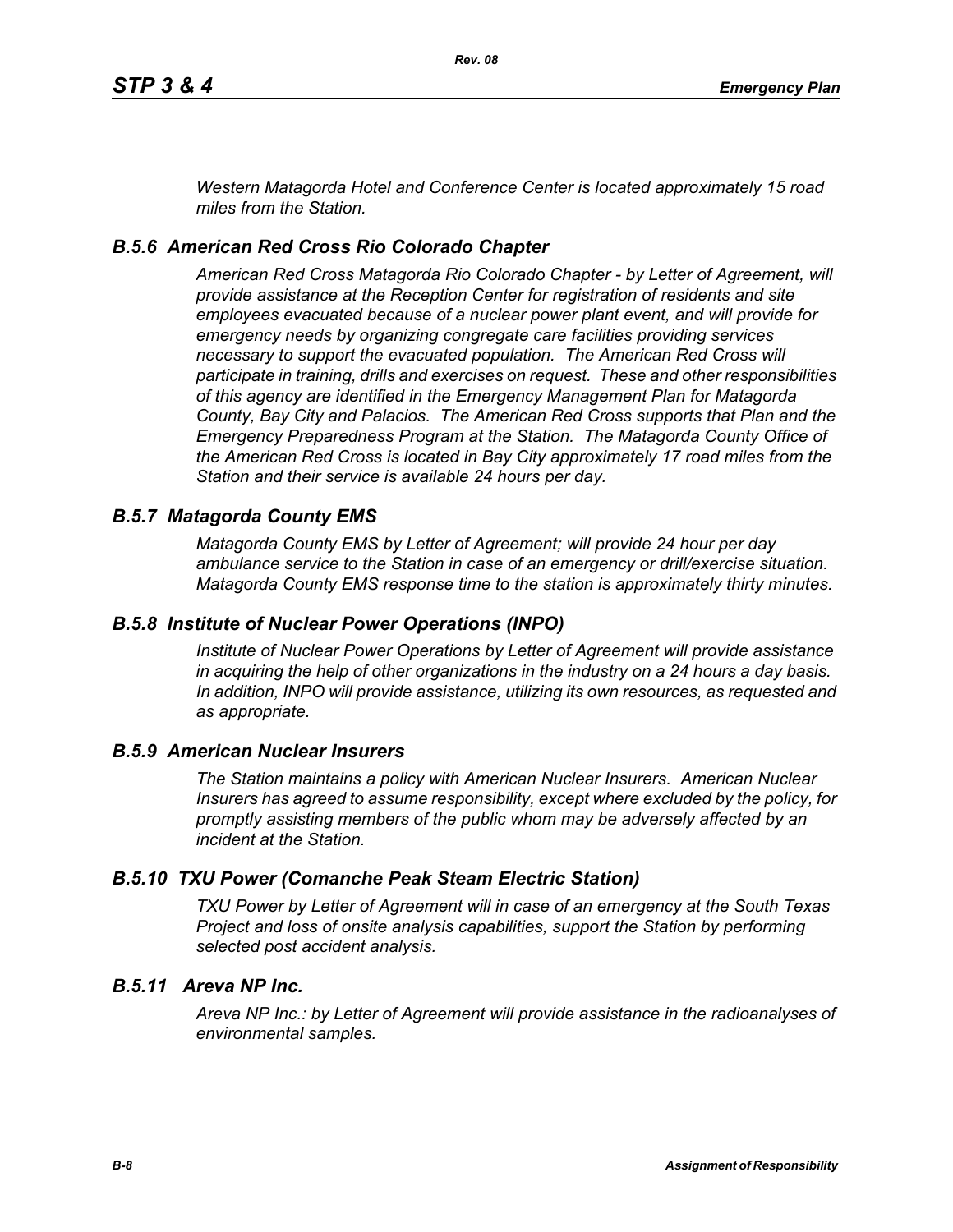*Western Matagorda Hotel and Conference Center is located approximately 15 road miles from the Station.*

### *B.5.6 American Red Cross Rio Colorado Chapter*

*American Red Cross Matagorda Rio Colorado Chapter - by Letter of Agreement, will provide assistance at the Reception Center for registration of residents and site employees evacuated because of a nuclear power plant event, and will provide for emergency needs by organizing congregate care facilities providing services necessary to support the evacuated population. The American Red Cross will participate in training, drills and exercises on request. These and other responsibilities of this agency are identified in the Emergency Management Plan for Matagorda County, Bay City and Palacios. The American Red Cross supports that Plan and the Emergency Preparedness Program at the Station. The Matagorda County Office of the American Red Cross is located in Bay City approximately 17 road miles from the Station and their service is available 24 hours per day.*

### *B.5.7 Matagorda County EMS*

*Matagorda County EMS by Letter of Agreement; will provide 24 hour per day ambulance service to the Station in case of an emergency or drill/exercise situation. Matagorda County EMS response time to the station is approximately thirty minutes.*

### *B.5.8 Institute of Nuclear Power Operations (INPO)*

*Institute of Nuclear Power Operations by Letter of Agreement will provide assistance in acquiring the help of other organizations in the industry on a 24 hours a day basis. In addition, INPO will provide assistance, utilizing its own resources, as requested and as appropriate.*

### *B.5.9 American Nuclear Insurers*

*The Station maintains a policy with American Nuclear Insurers. American Nuclear Insurers has agreed to assume responsibility, except where excluded by the policy, for promptly assisting members of the public whom may be adversely affected by an incident at the Station.*

### *B.5.10 TXU Power (Comanche Peak Steam Electric Station)*

*TXU Power by Letter of Agreement will in case of an emergency at the South Texas Project and loss of onsite analysis capabilities, support the Station by performing selected post accident analysis.*

### *B.5.11 Areva NP Inc.*

*Areva NP Inc.: by Letter of Agreement will provide assistance in the radioanalyses of environmental samples.*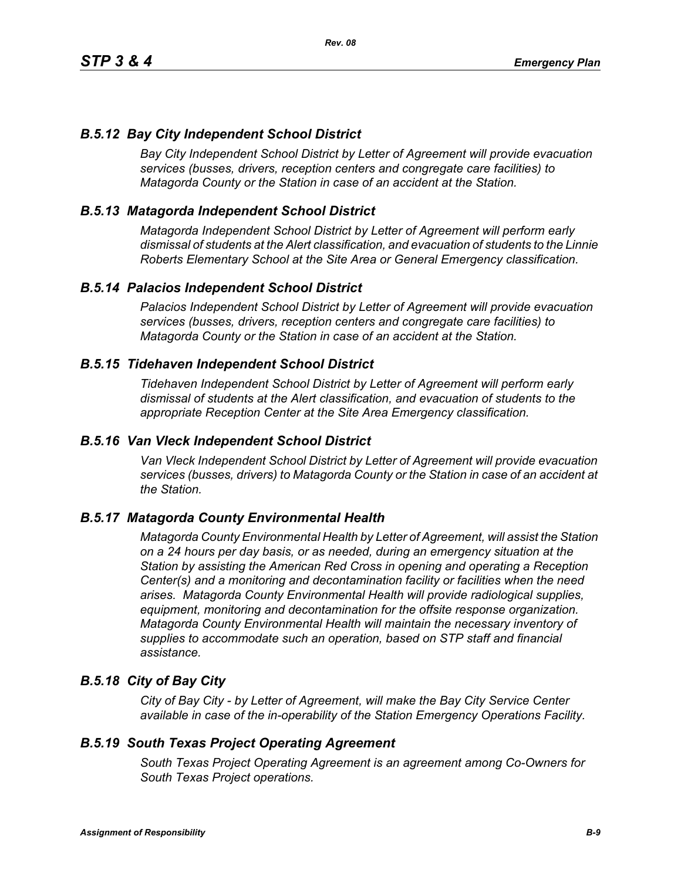### *B.5.12 Bay City Independent School District*

*Bay City Independent School District by Letter of Agreement will provide evacuation services (busses, drivers, reception centers and congregate care facilities) to Matagorda County or the Station in case of an accident at the Station.*

### *B.5.13 Matagorda Independent School District*

*Matagorda Independent School District by Letter of Agreement will perform early dismissal of students at the Alert classification, and evacuation of students to the Linnie Roberts Elementary School at the Site Area or General Emergency classification.*

### *B.5.14 Palacios Independent School District*

*Palacios Independent School District by Letter of Agreement will provide evacuation services (busses, drivers, reception centers and congregate care facilities) to Matagorda County or the Station in case of an accident at the Station.*

### *B.5.15 Tidehaven Independent School District*

*Tidehaven Independent School District by Letter of Agreement will perform early dismissal of students at the Alert classification, and evacuation of students to the appropriate Reception Center at the Site Area Emergency classification.*

### *B.5.16 Van Vleck Independent School District*

*Van Vleck Independent School District by Letter of Agreement will provide evacuation services (busses, drivers) to Matagorda County or the Station in case of an accident at the Station.*

### *B.5.17 Matagorda County Environmental Health*

*Matagorda County Environmental Health by Letter of Agreement, will assist the Station on a 24 hours per day basis, or as needed, during an emergency situation at the Station by assisting the American Red Cross in opening and operating a Reception Center(s) and a monitoring and decontamination facility or facilities when the need arises. Matagorda County Environmental Health will provide radiological supplies, equipment, monitoring and decontamination for the offsite response organization. Matagorda County Environmental Health will maintain the necessary inventory of supplies to accommodate such an operation, based on STP staff and financial assistance.*

### *B.5.18 City of Bay City*

*City of Bay City - by Letter of Agreement, will make the Bay City Service Center available in case of the in-operability of the Station Emergency Operations Facility.*

### *B.5.19 South Texas Project Operating Agreement*

*South Texas Project Operating Agreement is an agreement among Co-Owners for South Texas Project operations.*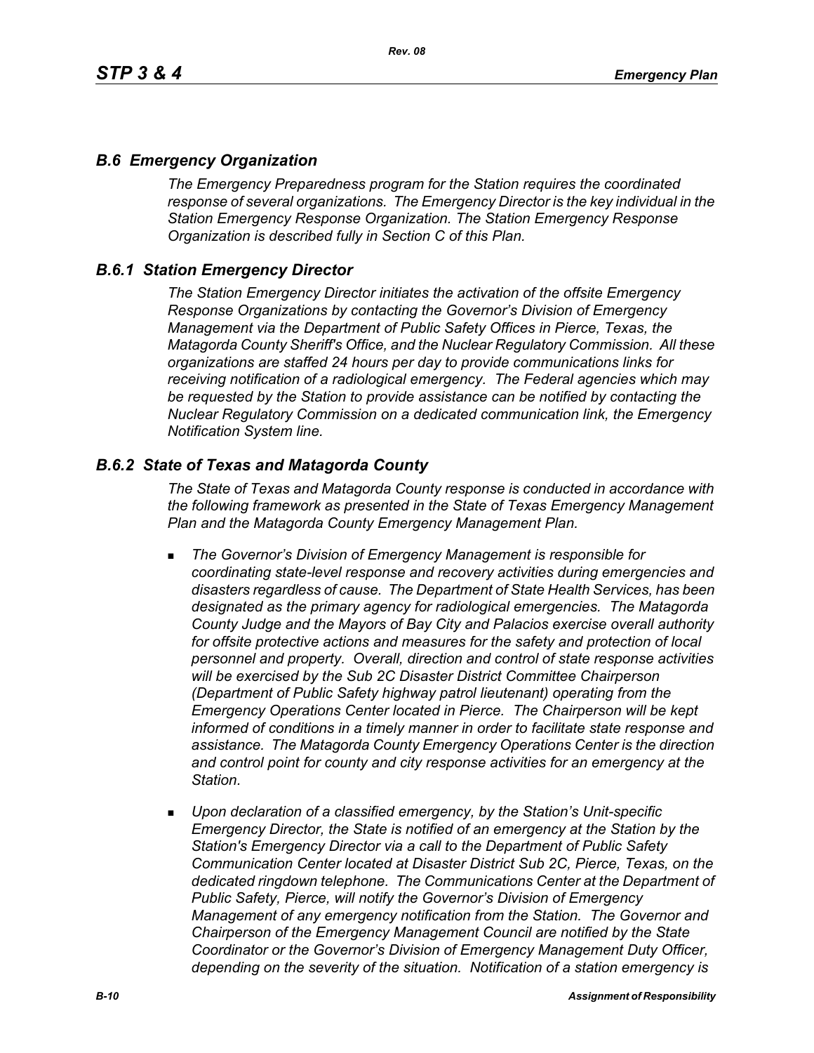## *B.6 Emergency Organization*

*The Emergency Preparedness program for the Station requires the coordinated response of several organizations. The Emergency Director is the key individual in the Station Emergency Response Organization. The Station Emergency Response Organization is described fully in Section C of this Plan.*

## *B.6.1 Station Emergency Director*

*The Station Emergency Director initiates the activation of the offsite Emergency Response Organizations by contacting the Governor's Division of Emergency Management via the Department of Public Safety Offices in Pierce, Texas, the Matagorda County Sheriff's Office, and the Nuclear Regulatory Commission. All these organizations are staffed 24 hours per day to provide communications links for receiving notification of a radiological emergency. The Federal agencies which may be requested by the Station to provide assistance can be notified by contacting the Nuclear Regulatory Commission on a dedicated communication link, the Emergency Notification System line.*

## *B.6.2 State of Texas and Matagorda County*

*The State of Texas and Matagorda County response is conducted in accordance with the following framework as presented in the State of Texas Emergency Management Plan and the Matagorda County Emergency Management Plan.*

- *The Governor's Division of Emergency Management is responsible for coordinating state-level response and recovery activities during emergencies and disasters regardless of cause. The Department of State Health Services, has been designated as the primary agency for radiological emergencies. The Matagorda County Judge and the Mayors of Bay City and Palacios exercise overall authority for offsite protective actions and measures for the safety and protection of local personnel and property. Overall, direction and control of state response activities will be exercised by the Sub 2C Disaster District Committee Chairperson (Department of Public Safety highway patrol lieutenant) operating from the Emergency Operations Center located in Pierce. The Chairperson will be kept informed of conditions in a timely manner in order to facilitate state response and assistance. The Matagorda County Emergency Operations Center is the direction and control point for county and city response activities for an emergency at the Station.*
- *Upon declaration of a classified emergency, by the Station's Unit-specific Emergency Director, the State is notified of an emergency at the Station by the Station's Emergency Director via a call to the Department of Public Safety Communication Center located at Disaster District Sub 2C, Pierce, Texas, on the dedicated ringdown telephone. The Communications Center at the Department of Public Safety, Pierce, will notify the Governor's Division of Emergency Management of any emergency notification from the Station. The Governor and Chairperson of the Emergency Management Council are notified by the State Coordinator or the Governor's Division of Emergency Management Duty Officer, depending on the severity of the situation. Notification of a station emergency is*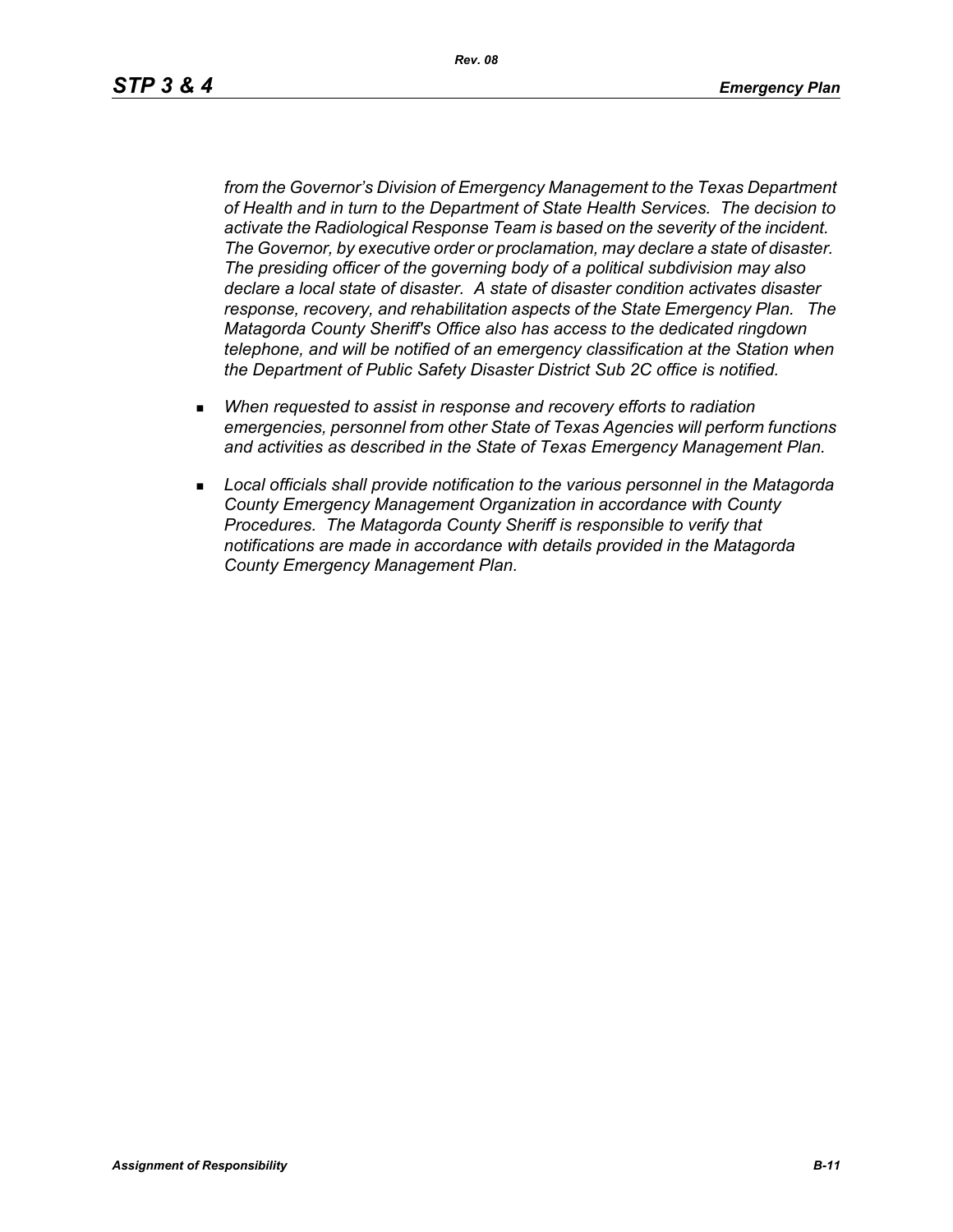*from the Governor's Division of Emergency Management to the Texas Department of Health and in turn to the Department of State Health Services. The decision to activate the Radiological Response Team is based on the severity of the incident. The Governor, by executive order or proclamation, may declare a state of disaster. The presiding officer of the governing body of a political subdivision may also declare a local state of disaster. A state of disaster condition activates disaster response, recovery, and rehabilitation aspects of the State Emergency Plan. The Matagorda County Sheriff's Office also has access to the dedicated ringdown telephone, and will be notified of an emergency classification at the Station when the Department of Public Safety Disaster District Sub 2C office is notified.*

- *When requested to assist in response and recovery efforts to radiation emergencies, personnel from other State of Texas Agencies will perform functions and activities as described in the State of Texas Emergency Management Plan.*
- *Local officials shall provide notification to the various personnel in the Matagorda County Emergency Management Organization in accordance with County Procedures. The Matagorda County Sheriff is responsible to verify that notifications are made in accordance with details provided in the Matagorda County Emergency Management Plan.*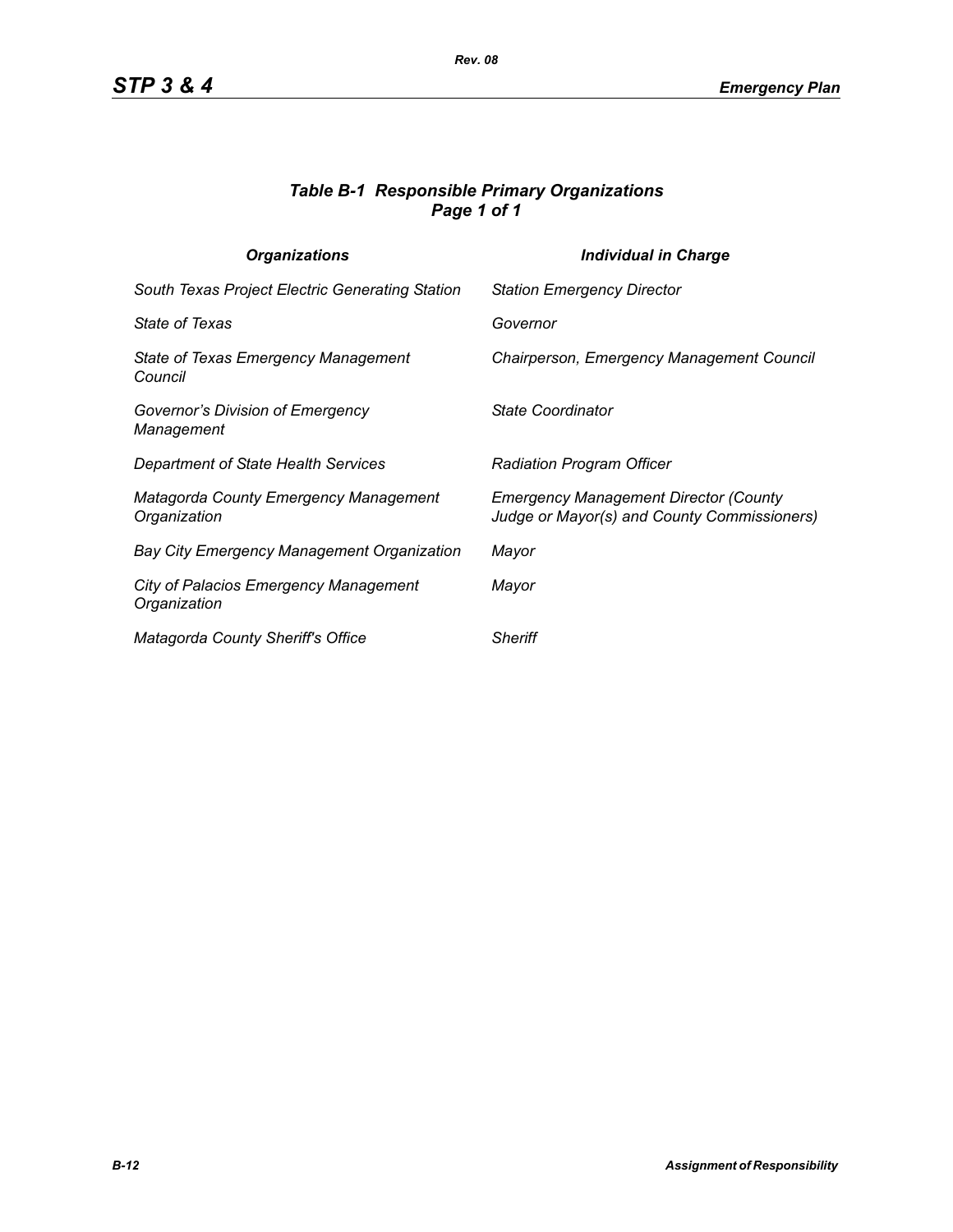### *Table B-1 Responsible Primary Organizations*
### *Page 1 of 1*

| *Organizations* | *Individual in Charge* |
|---|---|
| *South Texas Project Electric Generating Station* | *Station Emergency Director* |
| *State of Texas* | *Governor* |
| *State of Texas Emergency Management Council* | *Chairperson, Emergency Management Council* |
| *Governor's Division of Emergency Management* | *State Coordinator* |
| *Department of State Health Services* | *Radiation Program Officer* |
| *Matagorda County Emergency Management Organization* | *Emergency Management Director (County Judge or Mayor(s) and County Commissioners)* |
| *Bay City Emergency Management Organization* | *Mayor* |
| *City of Palacios Emergency Management Organization* | *Mayor* |
| *Matagorda County Sheriff's Office* | *Sheriff* |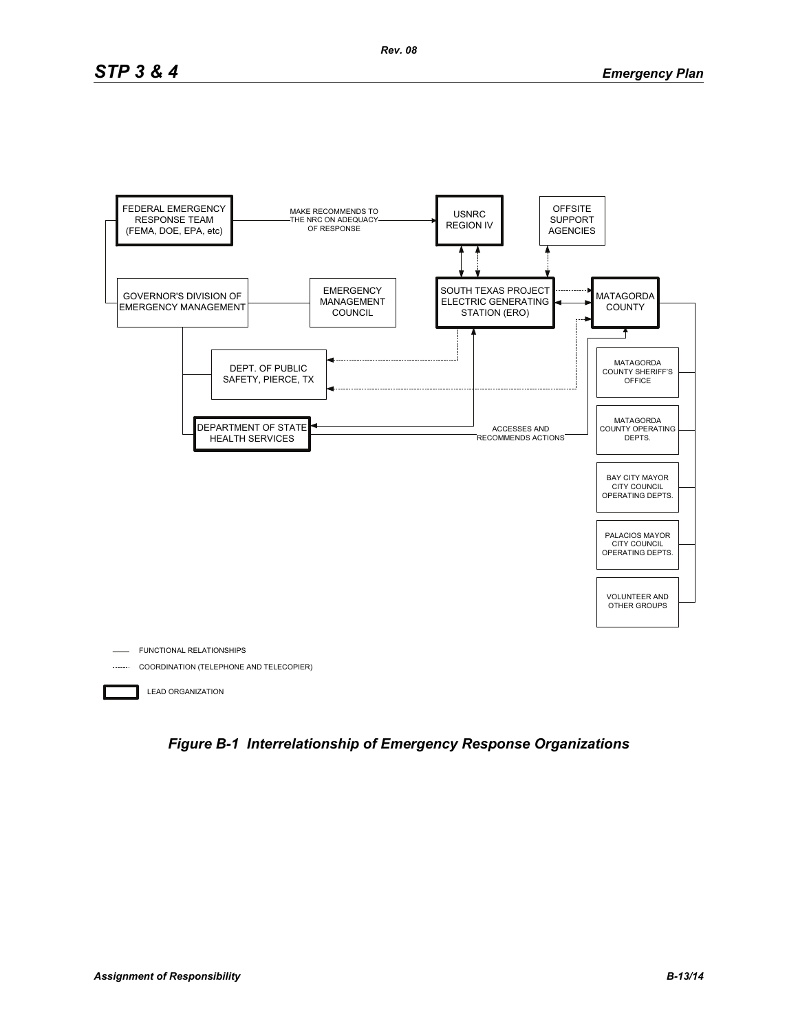FEDERAL EMERGENCY RESPONSE TEAM (FEMA, DOE, EPA, etc)

MAKE RECOMMENDS TO THE NRC ON ADEQUACY OF RESPONSE

USNRC REGION IV

OFFSITE SUPPORT AGENCIES

GOVERNOR'S DIVISION OF EMERGENCY MANAGEMENT

EMERGENCY MANAGEMENT COUNCIL

SOUTH TEXAS PROJECT ELECTRIC GENERATING STATION (ERO)

MATAGORDA COUNTY

DEPT. OF PUBLIC SAFETY, PIERCE, TX

MATAGORDA COUNTY SHERIFF'S OFFICE

DEPARTMENT OF STATE HEALTH SERVICES

ACCESSES AND RECOMMENDS ACTIONS

MATAGORDA COUNTY OPERATING DEPTS.

BAY CITY MAYOR CITY COUNCIL OPERATING DEPTS.

PALACIOS MAYOR CITY COUNCIL OPERATING DEPTS.

VOLUNTEER AND OTHER GROUPS

FUNCTIONAL RELATIONSHIPS

COORDINATION (TELEPHONE AND TELECOPIER)

LEAD ORGANIZATION

*Figure B-1 Interrelationship of Emergency Response Organizations*